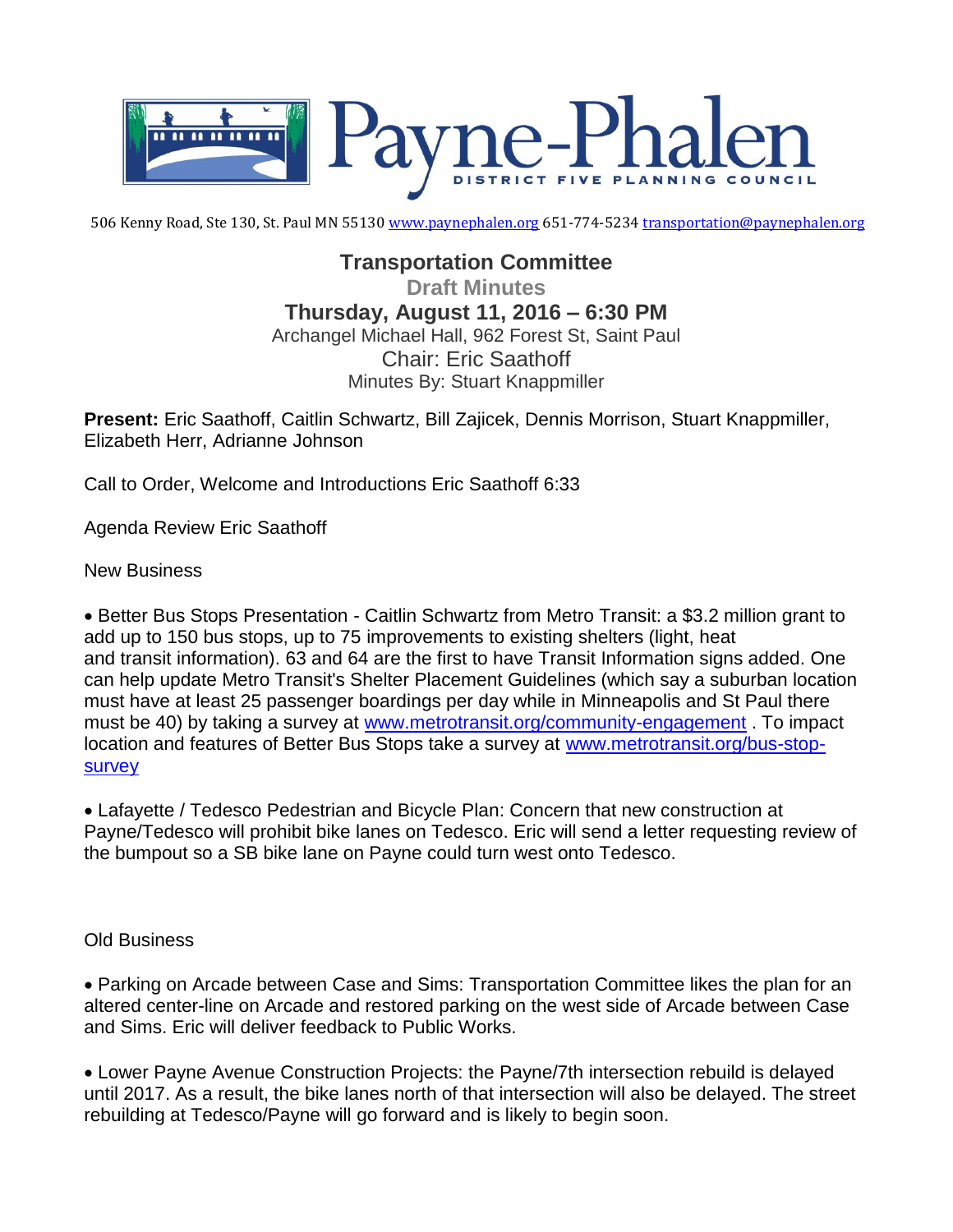Payne-Phalen

DISTRICT FIVE PLANNING COUNCIL

506 Kenny Road, Ste 130, St. Paul MN 55130 www.paynephalen.org 651-774-5234 transportation@paynephalen.org

# Transportation Committee

## Draft Minutes

## Thursday, August 11, 2016 – 6:30 PM

Archangel Michael Hall, 962 Forest St, Saint Paul

Chair: Eric Saathoff

Minutes By: Stuart Knappmiller

**Present:** Eric Saathoff, Caitlin Schwartz, Bill Zajicek, Dennis Morrison, Stuart Knappmiller, Elizabeth Herr, Adrianne Johnson

Call to Order, Welcome and Introductions Eric Saathoff 6:33

Agenda Review Eric Saathoff

New Business

- Better Bus Stops Presentation - Caitlin Schwartz from Metro Transit: a $3.2 million grant to add up to 150 bus stops, up to 75 improvements to existing shelters (light, heat and transit information). 63 and 64 are the first to have Transit Information signs added. One can help update Metro Transit's Shelter Placement Guidelines (which say a suburban location must have at least 25 passenger boardings per day while in Minneapolis and St Paul there must be 40) by taking a survey at www.metrotransit.org/community-engagement . To impact location and features of Better Bus Stops take a survey at www.metrotransit.org/bus-stop-survey

- Lafayette / Tedesco Pedestrian and Bicycle Plan: Concern that new construction at Payne/Tedesco will prohibit bike lanes on Tedesco. Eric will send a letter requesting review of the bumpout so a SB bike lane on Payne could turn west onto Tedesco.

Old Business

- Parking on Arcade between Case and Sims: Transportation Committee likes the plan for an altered center-line on Arcade and restored parking on the west side of Arcade between Case and Sims. Eric will deliver feedback to Public Works.

- Lower Payne Avenue Construction Projects: the Payne/7th intersection rebuild is delayed until 2017. As a result, the bike lanes north of that intersection will also be delayed. The street rebuilding at Tedesco/Payne will go forward and is likely to begin soon.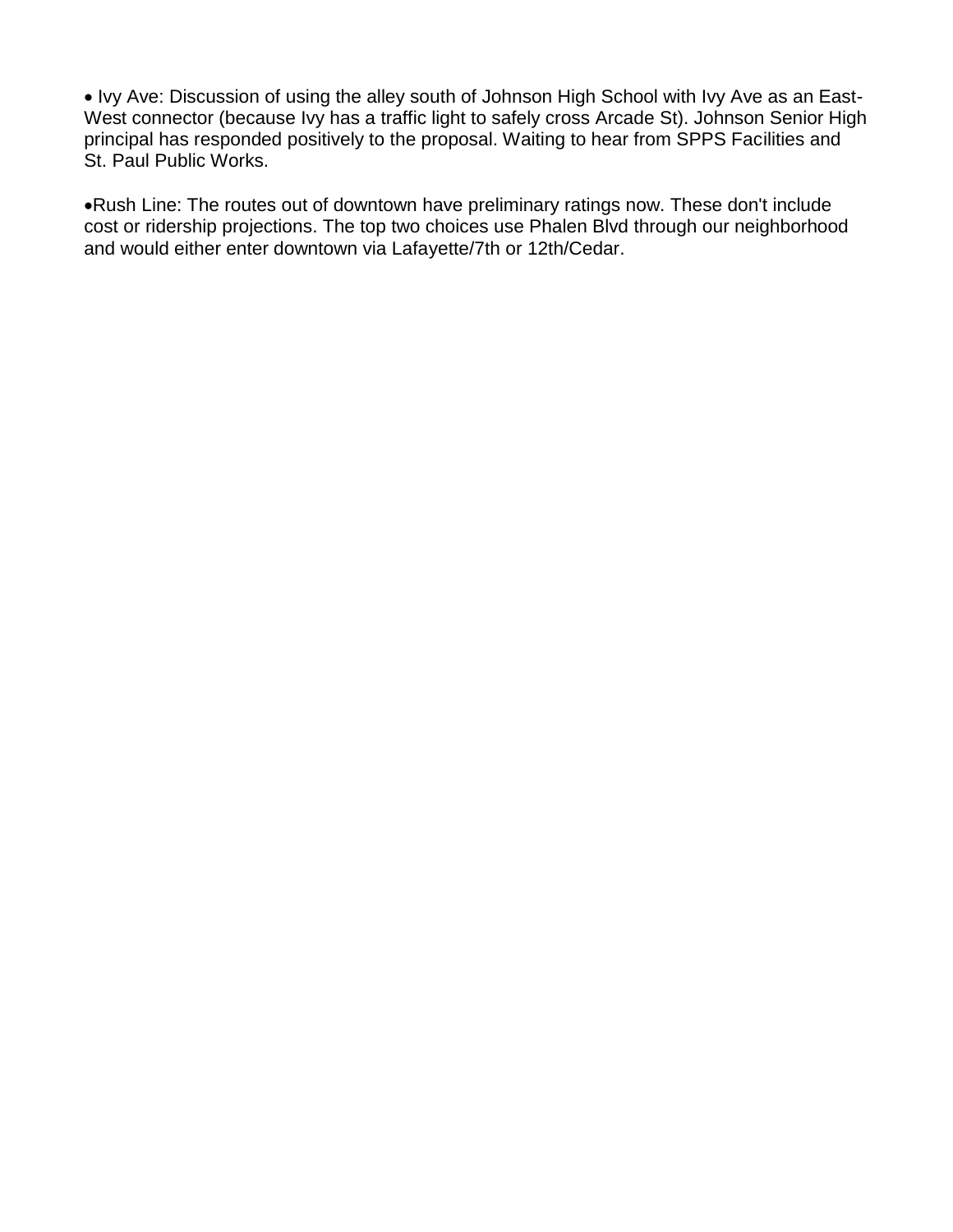- Ivy Ave: Discussion of using the alley south of Johnson High School with Ivy Ave as an East-West connector (because Ivy has a traffic light to safely cross Arcade St). Johnson Senior High principal has responded positively to the proposal. Waiting to hear from SPPS Facilities and St. Paul Public Works.

- Rush Line: The routes out of downtown have preliminary ratings now. These don't include cost or ridership projections. The top two choices use Phalen Blvd through our neighborhood and would either enter downtown via Lafayette/7th or 12th/Cedar.